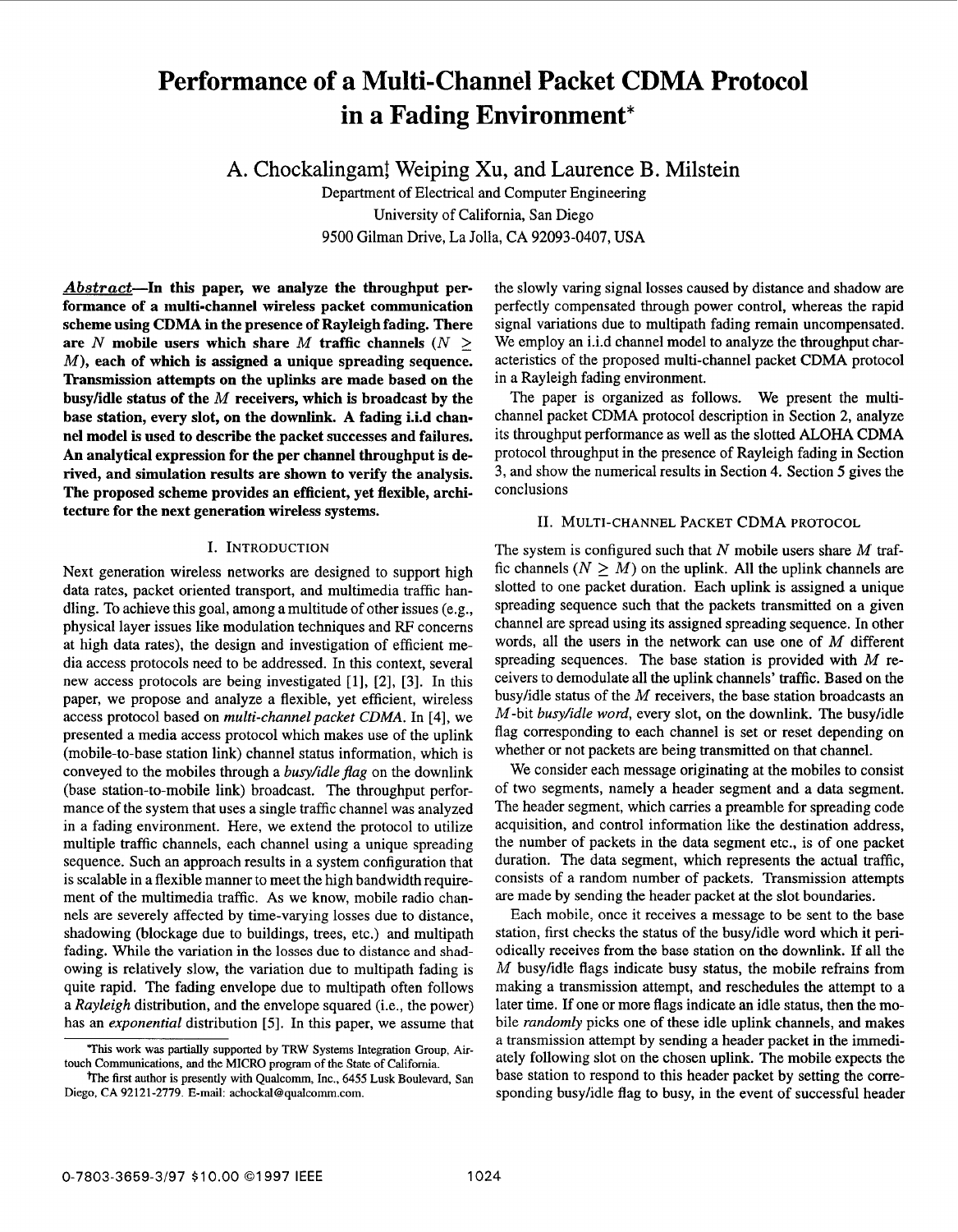# Performance of a Multi-Channel Packet CDMA Protocol in a Fading Environment*

A. Chockalingam[†], Weiping Xu, and Laurence B. Milstein

Department of Electrical and Computer Engineering
University of California, San Diego
9500 Gilman Drive, La Jolla, CA 92093-0407, USA

***Abstract*—In this paper, we analyze the throughput performance of a multi-channel wireless packet communication scheme using CDMA in the presence of Rayleigh fading. There are $N$ mobile users which share $M$ traffic channels ($N \geq M$), each of which is assigned a unique spreading sequence. Transmission attempts on the uplinks are made based on the busy/idle status of the $M$ receivers, which is broadcast by the base station, every slot, on the downlink. A fading i.i.d channel model is used to describe the packet successes and failures. An analytical expression for the per channel throughput is derived, and simulation results are shown to verify the analysis. The proposed scheme provides an efficient, yet flexible, architecture for the next generation wireless systems.**

## I. Introduction

Next generation wireless networks are designed to support high data rates, packet oriented transport, and multimedia traffic handling. To achieve this goal, among a multitude of other issues (e.g., physical layer issues like modulation techniques and RF concerns at high data rates), the design and investigation of efficient media access protocols need to be addressed. In this context, several new access protocols are being investigated [1], [2], [3]. In this paper, we propose and analyze a flexible, yet efficient, wireless access protocol based on *multi-channel packet CDMA*. In [4], we presented a media access protocol which makes use of the uplink (mobile-to-base station link) channel status information, which is conveyed to the mobiles through a *busy/idle flag* on the downlink (base station-to-mobile link) broadcast. The throughput performance of the system that uses a single traffic channel was analyzed in a fading environment. Here, we extend the protocol to utilize multiple traffic channels, each channel using a unique spreading sequence. Such an approach results in a system configuration that is scalable in a flexible manner to meet the high bandwidth requirement of the multimedia traffic. As we know, mobile radio channels are severely affected by time-varying losses due to distance, shadowing (blockage due to buildings, trees, etc.) and multipath fading. While the variation in the losses due to distance and shadowing is relatively slow, the variation due to multipath fading is quite rapid. The fading envelope due to multipath often follows a *Rayleigh* distribution, and the envelope squared (i.e., the power) has an *exponential* distribution [5]. In this paper, we assume that the slowly varing signal losses caused by distance and shadow are perfectly compensated through power control, whereas the rapid signal variations due to multipath fading remain uncompensated. We employ an i.i.d channel model to analyze the throughput characteristics of the proposed multi-channel packet CDMA protocol in a Rayleigh fading environment.

The paper is organized as follows. We present the multi-channel packet CDMA protocol description in Section 2, analyze its throughput performance as well as the slotted ALOHA CDMA protocol throughput in the presence of Rayleigh fading in Section 3, and show the numerical results in Section 4. Section 5 gives the conclusions

## II. Multi-channel Packet CDMA protocol

The system is configured such that $N$ mobile users share $M$ traffic channels ($N \geq M$) on the uplink. All the uplink channels are slotted to one packet duration. Each uplink is assigned a unique spreading sequence such that the packets transmitted on a given channel are spread using its assigned spreading sequence. In other words, all the users in the network can use one of $M$ different spreading sequences. The base station is provided with $M$ receivers to demodulate all the uplink channels' traffic. Based on the busy/idle status of the $M$ receivers, the base station broadcasts an $M$-bit *busy/idle word*, every slot, on the downlink. The busy/idle flag corresponding to each channel is set or reset depending on whether or not packets are being transmitted on that channel.

We consider each message originating at the mobiles to consist of two segments, namely a header segment and a data segment. The header segment, which carries a preamble for spreading code acquisition, and control information like the destination address, the number of packets in the data segment etc., is of one packet duration. The data segment, which represents the actual traffic, consists of a random number of packets. Transmission attempts are made by sending the header packet at the slot boundaries.

Each mobile, once it receives a message to be sent to the base station, first checks the status of the busy/idle word which it periodically receives from the base station on the downlink. If all the $M$ busy/idle flags indicate busy status, the mobile refrains from making a transmission attempt, and reschedules the attempt to a later time. If one or more flags indicate an idle status, then the mobile *randomly* picks one of these idle uplink channels, and makes a transmission attempt by sending a header packet in the immediately following slot on the chosen uplink. The mobile expects the base station to respond to this header packet by setting the corresponding busy/idle flag to busy, in the event of successful header

*This work was partially supported by TRW Systems Integration Group, Airtouch Communications, and the MICRO program of the State of California.

[†]The first author is presently with Qualcomm, Inc., 6455 Lusk Boulevard, San Diego, CA 92121-2779. E-mail: achockal@qualcomm.com.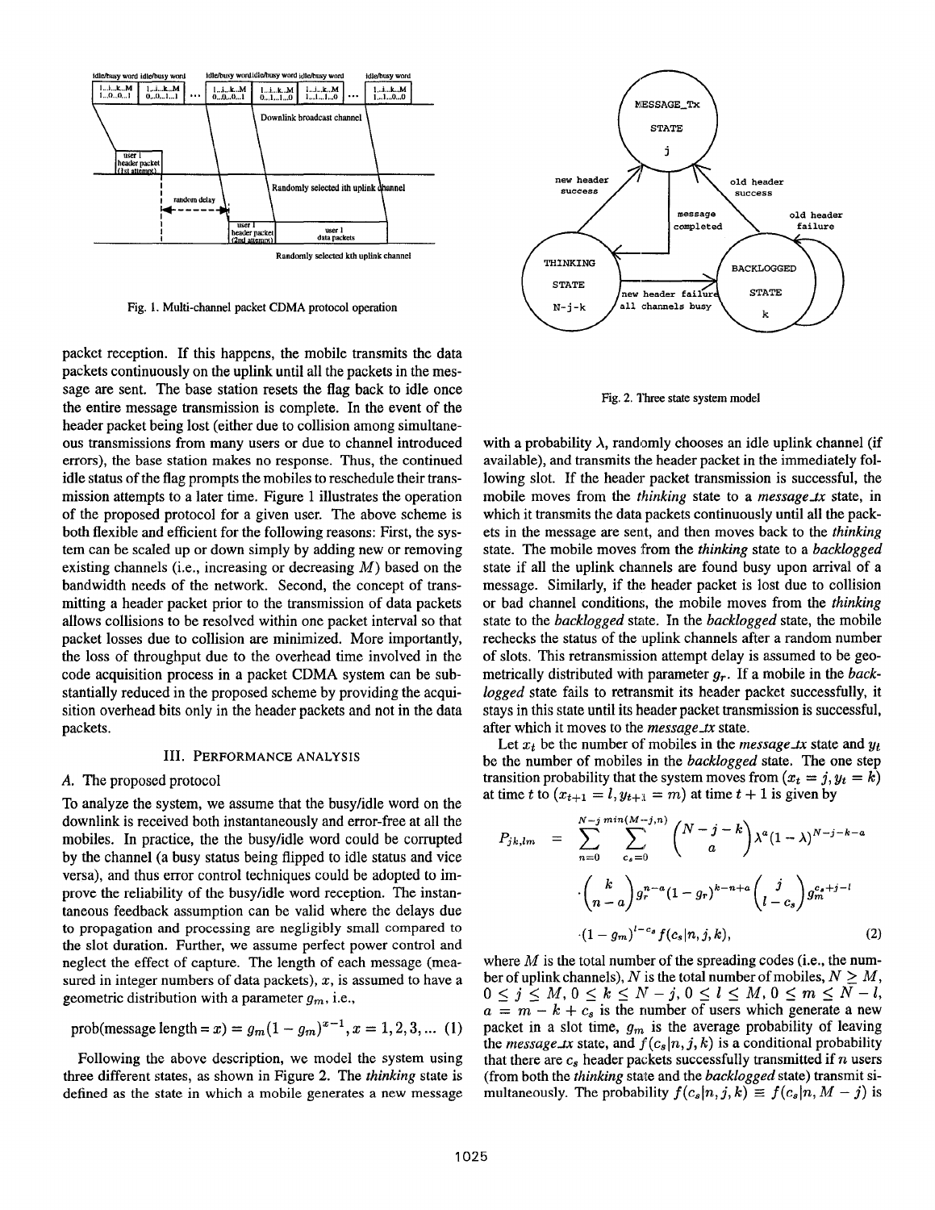Fig. 1. Multi-channel packet CDMA protocol operation

packet reception. If this happens, the mobile transmits the data packets continuously on the uplink until all the packets in the message are sent. The base station resets the flag back to idle once the entire message transmission is complete. In the event of the header packet being lost (either due to collision among simultaneous transmissions from many users or due to channel introduced errors), the base station makes no response. Thus, the continued idle status of the flag prompts the mobiles to reschedule their transmission attempts to a later time. Figure 1 illustrates the operation of the proposed protocol for a given user. The above scheme is both flexible and efficient for the following reasons: First, the system can be scaled up or down simply by adding new or removing existing channels (i.e., increasing or decreasing $M$) based on the bandwidth needs of the network. Second, the concept of transmitting a header packet prior to the transmission of data packets allows collisions to be resolved within one packet interval so that packet losses due to collision are minimized. More importantly, the loss of throughput due to the overhead time involved in the code acquisition process in a packet CDMA system can be substantially reduced in the proposed scheme by providing the acquisition overhead bits only in the header packets and not in the data packets.

## III. Performance analysis

### A. The proposed protocol

To analyze the system, we assume that the busy/idle word on the downlink is received both instantaneously and error-free at all the mobiles. In practice, the the busy/idle word could be corrupted by the channel (a busy status being flipped to idle status and vice versa), and thus error control techniques could be adopted to improve the reliability of the busy/idle word reception. The instantaneous feedback assumption can be valid where the delays due to propagation and processing are negligibly small compared to the slot duration. Further, we assume perfect power control and neglect the effect of capture. The length of each message (measured in integer numbers of data packets), $x$, is assumed to have a geometric distribution with a parameter $g_m$, i.e.,

$$\text{prob(message length} = x) = g_m(1-g_m)^{x-1}, x = 1, 2, 3, \ldots \quad (1)$$

Following the above description, we model the system using three different states, as shown in Figure 2. The *thinking* state is defined as the state in which a mobile generates a new message with a probability $\lambda$, randomly chooses an idle uplink channel (if available), and transmits the header packet in the immediately following slot. If the header packet transmission is successful, the mobile moves from the *thinking* state to a *message_tx* state, in which it transmits the data packets continuously until all the packets in the message are sent, and then moves back to the *thinking* state. The mobile moves from the *thinking* state to a *backlogged* state if all the uplink channels are found busy upon arrival of a message. Similarly, if the header packet is lost due to collision or bad channel conditions, the mobile moves from the *thinking* state to the *backlogged* state. In the *backlogged* state, the mobile rechecks the status of the uplink channels after a random number of slots. This retransmission attempt delay is assumed to be geometrically distributed with parameter $g_r$. If a mobile in the *backlogged* state fails to retransmit its header packet successfully, it stays in this state until its header packet transmission is successful, after which it moves to the *message_tx* state.

Fig. 2. Three state system model

Let $x_t$ be the number of mobiles in the *message_tx* state and $y_t$ be the number of mobiles in the *backlogged* state. The one step transition probability that the system moves from $(x_t = j, y_t = k)$ at time $t$ to $(x_{t+1} = l, y_{t+1} = m)$ at time $t+1$ is given by

$$\begin{aligned} P_{jk,lm} &= \sum_{n=0}^{N-j} \sum_{c_s=0}^{min(M-j,n)} \binom{N-j-k}{a} \lambda^a (1-\lambda)^{N-j-k-a} \\ &\cdot \binom{k}{n-a} g_r^{n-a} (1-g_r)^{k-n+a} \binom{j}{l-c_s} g_m^{c_s+j-l} \\ &\cdot (1-g_m)^{l-c_s} f(c_s|n,j,k), \end{aligned} \quad (2)$$

where $M$ is the total number of the spreading codes (i.e., the number of uplink channels), $N$ is the total number of mobiles, $N \geq M$, $0 \leq j \leq M$, $0 \leq k \leq N-j$, $0 \leq l \leq M$, $0 \leq m \leq N-l$, $a = m - k + c_s$ is the number of users which generate a new packet in a slot time, $g_m$ is the average probability of leaving the *message_tx* state, and $f(c_s|n, j, k)$ is a conditional probability that there are $c_s$ header packets successfully transmitted if $n$ users (from both the *thinking* state and the *backlogged* state) transmit simultaneously. The probability $f(c_s|n, j, k) \equiv f(c_s|n, M-j)$ is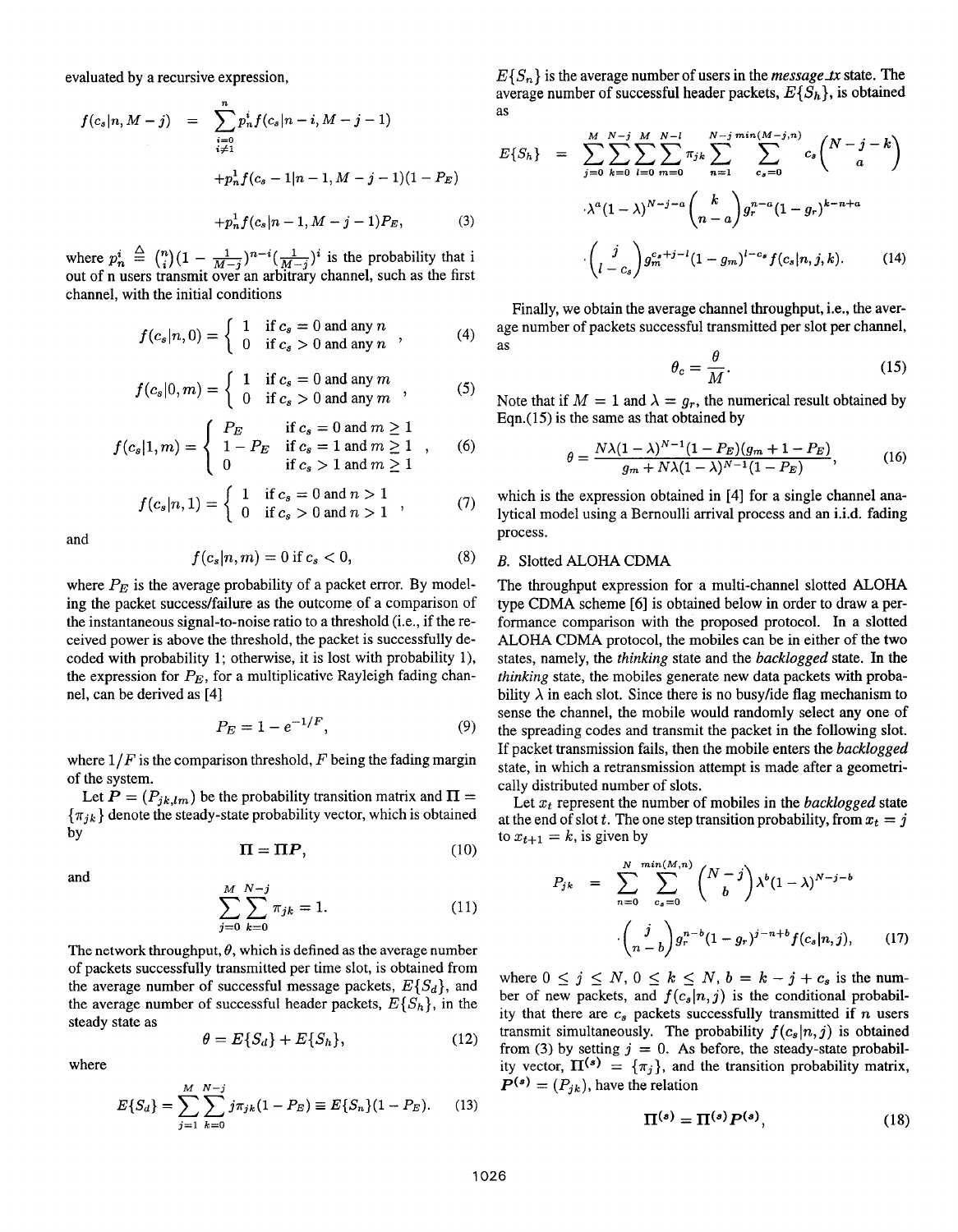evaluated by a recursive expression,

$$
\begin{aligned}
f(c_s|n, M-j) &= \sum_{\substack{i=0 \\ i\neq 1}}^{n} p_n^i f(c_s|n-i, M-j-1) \\
&\quad + p_n^1 f(c_s - 1|n-1, M-j-1)(1-P_E) \\
&\quad + p_n^1 f(c_s|n-1, M-j-1)P_E, \qquad (3)
\end{aligned}
$$

where $p_n^i \triangleq \binom{n}{i}(1-\frac{1}{M-j})^{n-i}(\frac{1}{M-j})^i$ is the probability that i out of n users transmit over an arbitrary channel, such as the first channel, with the initial conditions

$$
f(c_s|n,0) = \begin{cases} 1 & \text{if } c_s = 0 \text{ and any } n \\ 0 & \text{if } c_s > 0 \text{ and any } n \end{cases}, \qquad (4)
$$

$$
f(c_s|0,m) = \begin{cases} 1 & \text{if } c_s = 0 \text{ and any } m \\ 0 & \text{if } c_s > 0 \text{ and any } m \end{cases}, \qquad (5)
$$

$$
f(c_s|1,m) = \begin{cases} P_E & \text{if } c_s = 0 \text{ and } m \geq 1 \\ 1-P_E & \text{if } c_s = 1 \text{ and } m \geq 1 \\ 0 & \text{if } c_s > 1 \text{ and } m \geq 1 \end{cases}, \qquad (6)
$$

$$
f(c_s|n,1) = \begin{cases} 1 & \text{if } c_s = 0 \text{ and } n > 1 \\ 0 & \text{if } c_s > 0 \text{ and } n > 1 \end{cases}, \qquad (7)
$$

and

$$
f(c_s|n,m) = 0 \text{ if } c_s < 0, \qquad (8)
$$

where $P_E$ is the average probability of a packet error. By modeling the packet success/failure as the outcome of a comparison of the instantaneous signal-to-noise ratio to a threshold (i.e., if the received power is above the threshold, the packet is successfully decoded with probability 1; otherwise, it is lost with probability 1), the expression for $P_E$, for a multiplicative Rayleigh fading channel, can be derived as [4]

$$
P_E = 1 - e^{-1/F}, \qquad (9)
$$

where $1/F$ is the comparison threshold, $F$ being the fading margin of the system.

Let $\boldsymbol{P} = (P_{jk,lm})$ be the probability transition matrix and $\boldsymbol{\Pi} = \{\pi_{jk}\}$ denote the steady-state probability vector, which is obtained by

$$
\boldsymbol{\Pi} = \boldsymbol{\Pi}\boldsymbol{P}, \qquad (10)
$$

and

$$
\sum_{j=0}^{M}\sum_{k=0}^{N-j} \pi_{jk} = 1. \qquad (11)
$$

The network throughput, $\theta$, which is defined as the average number of packets successfully transmitted per time slot, is obtained from the average number of successful message packets, $E\{S_d\}$, and the average number of successful header packets, $E\{S_h\}$, in the steady state as

$$
\theta = E\{S_d\} + E\{S_h\}, \qquad (12)
$$

where

$$
E\{S_d\} = \sum_{j=1}^{M}\sum_{k=0}^{N-j} j\pi_{jk}(1-P_E) \equiv E\{S_n\}(1-P_E). \qquad (13)
$$

$E\{S_n\}$ is the average number of users in the *message_tx* state. The average number of successful header packets, $E\{S_h\}$, is obtained as

$$
\begin{aligned}
E\{S_h\} &= \sum_{j=0}^{M}\sum_{k=0}^{N-j}\sum_{l=0}^{M}\sum_{m=0}^{N-l} \pi_{jk} \sum_{n=1}^{N-j}\sum_{c_s=0}^{\min(M-j,n)} c_s \binom{N-j-k}{a} \\
&\quad \cdot \lambda^a (1-\lambda)^{N-j-a} \binom{k}{n-a} g_r^{n-a}(1-g_r)^{k-n+a} \\
&\quad \cdot \binom{j}{l-c_s} g_m^{c_s+j-l}(1-g_m)^{l-c_s} f(c_s|n,j,k). \qquad (14)
\end{aligned}
$$

Finally, we obtain the average channel throughput, i.e., the average number of packets successful transmitted per slot per channel, as

$$
\theta_c = \frac{\theta}{M}. \qquad (15)
$$

Note that if $M = 1$ and $\lambda = g_r$, the numerical result obtained by Eqn.(15) is the same as that obtained by

$$
\theta = \frac{N\lambda(1-\lambda)^{N-1}(1-P_E)(g_m + 1 - P_E)}{g_m + N\lambda(1-\lambda)^{N-1}(1-P_E)}, \qquad (16)
$$

which is the expression obtained in [4] for a single channel analytical model using a Bernoulli arrival process and an i.i.d. fading process.

### B. Slotted ALOHA CDMA

The throughput expression for a multi-channel slotted ALOHA type CDMA scheme [6] is obtained below in order to draw a performance comparison with the proposed protocol. In a slotted ALOHA CDMA protocol, the mobiles can be in either of the two states, namely, the *thinking* state and the *backlogged* state. In the *thinking* state, the mobiles generate new data packets with probability $\lambda$ in each slot. Since there is no busy/idle flag mechanism to sense the channel, the mobile would randomly select any one of the spreading codes and transmit the packet in the following slot. If packet transmission fails, then the mobile enters the *backlogged* state, in which a retransmission attempt is made after a geometrically distributed number of slots.

Let $x_t$ represent the number of mobiles in the *backlogged* state at the end of slot $t$. The one step transition probability, from $x_t = j$ to $x_{t+1} = k$, is given by

$$
\begin{aligned}
P_{jk} &= \sum_{n=0}^{N}\sum_{c_s=0}^{\min(M,n)} \binom{N-j}{b} \lambda^b (1-\lambda)^{N-j-b} \\
&\quad \cdot \binom{j}{n-b} g_r^{n-b}(1-g_r)^{j-n+b} f(c_s|n,j), \qquad (17)
\end{aligned}
$$

where $0 \leq j \leq N$, $0 \leq k \leq N$, $b = k - j + c_s$ is the number of new packets, and $f(c_s|n,j)$ is the conditional probability that there are $c_s$ packets successfully transmitted if $n$ users transmit simultaneously. The probability $f(c_s|n,j)$ is obtained from (3) by setting $j = 0$. As before, the steady-state probability vector, $\boldsymbol{\Pi}^{(s)} = \{\pi_j\}$, and the transition probability matrix, $\boldsymbol{P}^{(s)} = (P_{jk})$, have the relation

$$
\boldsymbol{\Pi}^{(s)} = \boldsymbol{\Pi}^{(s)}\boldsymbol{P}^{(s)}, \qquad (18)
$$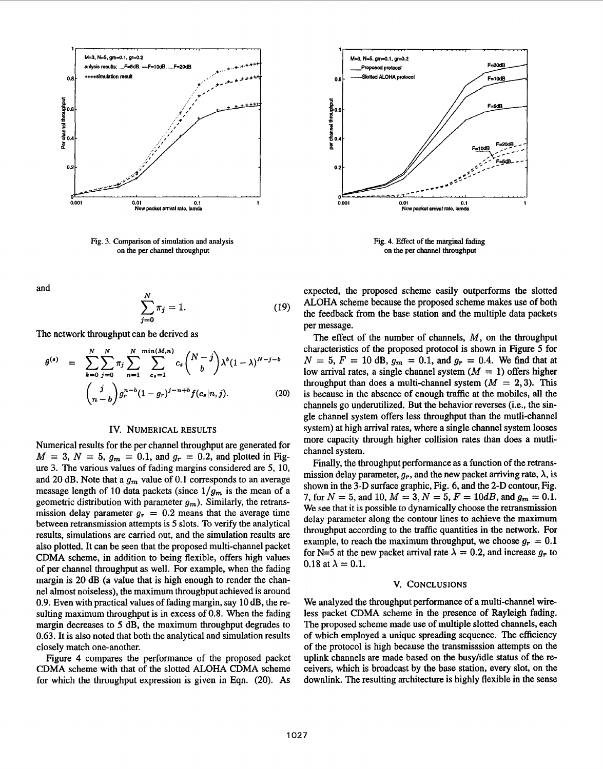Fig. 3. Comparison of simulation and analysis on the per channel throughput

Fig. 4. Effect of the marginal fading on the per channel throughput

and

$$\sum_{j=0}^{N} \pi_j = 1. \tag{19}$$

The network throughput can be derived as

$$\theta^{(s)} = \sum_{k=0}^{N}\sum_{j=0}^{N} \pi_j \sum_{n=1}^{N} \sum_{c_s=1}^{min(M,n)} c_s \binom{N-j}{b} \lambda^b (1-\lambda)^{N-j-b} \binom{j}{n-b} g_r^{n-b}(1-g_r)^{j-n+b} f(c_s|n,j). \tag{20}$$

## IV. Numerical Results

Numerical results for the per channel throughput are generated for $M = 3$, $N = 5$, $g_m = 0.1$, and $g_r = 0.2$, and plotted in Figure 3. The various values of fading margins considered are 5, 10, and 20 dB. Note that a $g_m$ value of 0.1 corresponds to an average message length of 10 data packets (since $1/g_m$ is the mean of a geometric distribution with parameter $g_m$). Similarly, the retransmission delay parameter $g_r = 0.2$ means that the average time between retransmission attempts is 5 slots. To verify the analytical results, simulations are carried out, and the simulation results are also plotted. It can be seen that the proposed multi-channel packet CDMA scheme, in addition to being flexible, offers high values of per channel throughput as well. For example, when the fading margin is 20 dB (a value that is high enough to render the channel almost noiseless), the maximum throughput achieved is around 0.9. Even with practical values of fading margin, say 10 dB, the resulting maximum throughput is in excess of 0.8. When the fading margin decreases to 5 dB, the maximum throughput degrades to 0.63. It is also noted that both the analytical and simulation results closely match one-another.

Figure 4 compares the performance of the proposed packet CDMA scheme with that of the slotted ALOHA CDMA scheme for which the throughput expression is given in Eqn. (20). As expected, the proposed scheme easily outperforms the slotted ALOHA scheme because the proposed scheme makes use of both the feedback from the base station and the multiple data packets per message.

The effect of the number of channels, $M$, on the throughput characteristics of the proposed protocol is shown in Figure 5 for $N = 5$, $F = 10$ dB, $g_m = 0.1$, and $g_r = 0.4$. We find that at low arrival rates, a single channel system ($M = 1$) offers higher throughput than does a multi-channel system ($M = 2, 3$). This is because in the absence of enough traffic at the mobiles, all the channels go underutilized. But the behavior reverses (i.e., the single channel system offers less throughput than the mutli-channel system) at high arrival rates, where a single channel system looses more capacity through higher collision rates than does a mutli-channel system.

Finally, the throughput performance as a function of the retransmission delay parameter, $g_r$, and the new packet arriving rate, $\lambda$, is shown in the 3-D surface graphic, Fig. 6, and the 2-D contour, Fig. 7, for $N = 5$, and 10, $M = 3, N = 5, F = 10dB$, and $g_m = 0.1$. We see that it is possible to dynamically choose the retransmission delay parameter along the contour lines to achieve the maximum throughput according to the traffic quantities in the network. For example, to reach the maximum throughput, we choose $g_r = 0.1$ for N=5 at the new packet arrival rate $\lambda = 0.2$, and increase $g_r$ to 0.18 at $\lambda = 0.1$.

## V. Conclusions

We analyzed the throughput performance of a multi-channel wireless packet CDMA scheme in the presence of Rayleigh fading. The proposed scheme made use of multiple slotted channels, each of which employed a unique spreading sequence. The efficiency of the protocol is high because the transmisssion attempts on the uplink channels are made based on the busy/idle status of the receivers, which is broadcast by the base station, every slot, on the downlink. The resulting architecture is highly flexible in the sense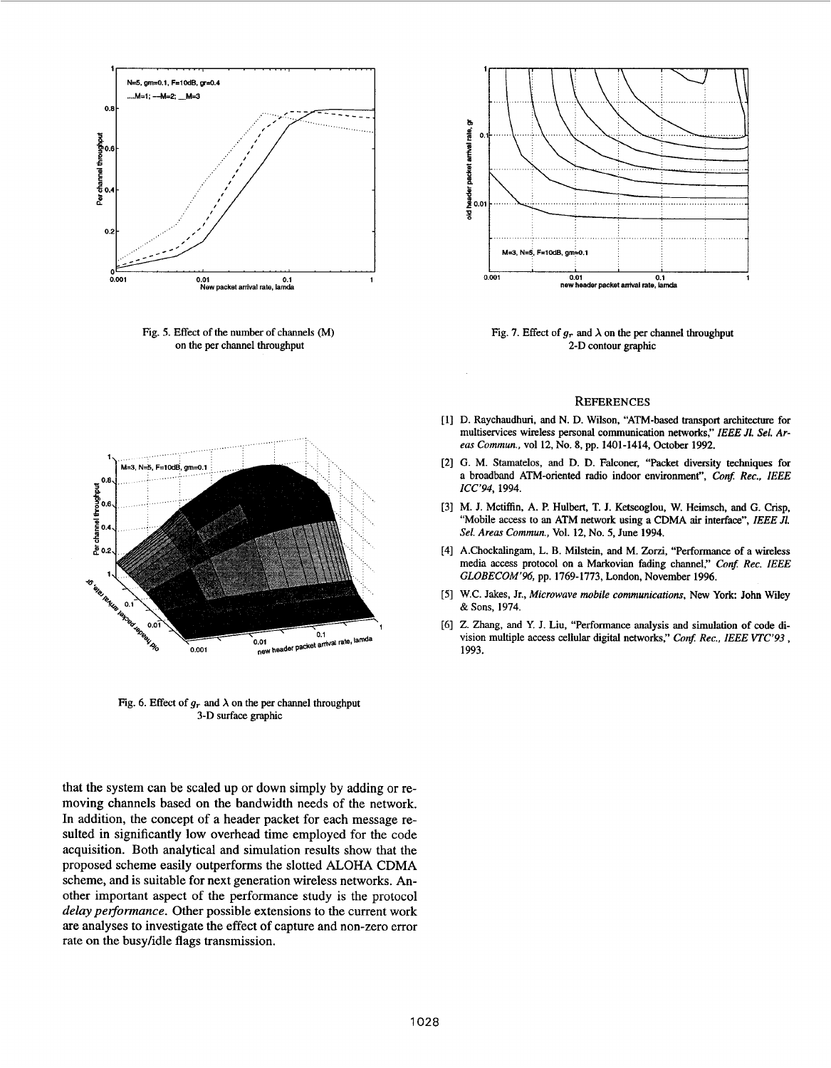N=5, gm=0.1, F=10dB, gr=0.4

....M=1; --M=2; _M=3

Per channel throughput

New packet arrival rate, lamda

0.001 0.01 0.1 1

Fig. 5. Effect of the number of channels (M) on the per channel throughput

M=3, N=5, F=10dB, gm=0.1

Per channel throughput

old header packet arrival rate, gr

new header packet arrival rate, lamda

0.001 0.01 0.1 1

Fig. 6. Effect of $g_r$ and $\lambda$ on the per channel throughput 3-D surface graphic

old header packet arrival rate, gr

M=3, N=5, F=10dB, gm=0.1

new header packet arrival rate, lamda

0.001 0.01 0.1 1

Fig. 7. Effect of $g_r$ and $\lambda$ on the per channel throughput 2-D contour graphic

that the system can be scaled up or down simply by adding or removing channels based on the bandwidth needs of the network. In addition, the concept of a header packet for each message resulted in significantly low overhead time employed for the code acquisition. Both analytical and simulation results show that the proposed scheme easily outperforms the slotted ALOHA CDMA scheme, and is suitable for next generation wireless networks. Another important aspect of the performance study is the protocol *delay performance*. Other possible extensions to the current work are analyses to investigate the effect of capture and non-zero error rate on the busy/idle flags transmission.

## REFERENCES

[1] D. Raychaudhuri, and N. D. Wilson, "ATM-based transport architecture for multiservices wireless personal communication networks," *IEEE Jl. Sel. Areas Commun.*, vol 12, No. 8, pp. 1401-1414, October 1992.

[2] G. M. Stamatelos, and D. D. Falconer, "Packet diversity techniques for a broadband ATM-oriented radio indoor environment", *Conf. Rec., IEEE ICC'94*, 1994.

[3] M. J. Mctiffin, A. P. Hulbert, T. J. Ketseoglou, W. Heimsch, and G. Crisp, "Mobile access to an ATM network using a CDMA air interface", *IEEE Jl. Sel. Areas Commun.*, Vol. 12, No. 5, June 1994.

[4] A.Chockalingam, L. B. Milstein, and M. Zorzi, "Performance of a wireless media access protocol on a Markovian fading channel," *Conf. Rec. IEEE GLOBECOM'96*, pp. 1769-1773, London, November 1996.

[5] W.C. Jakes, Jr., *Microwave mobile communications*, New York: John Wiley & Sons, 1974.

[6] Z. Zhang, and Y. J. Liu, "Performance analysis and simulation of code division multiple access cellular digital networks," *Conf. Rec., IEEE VTC'93*, 1993.